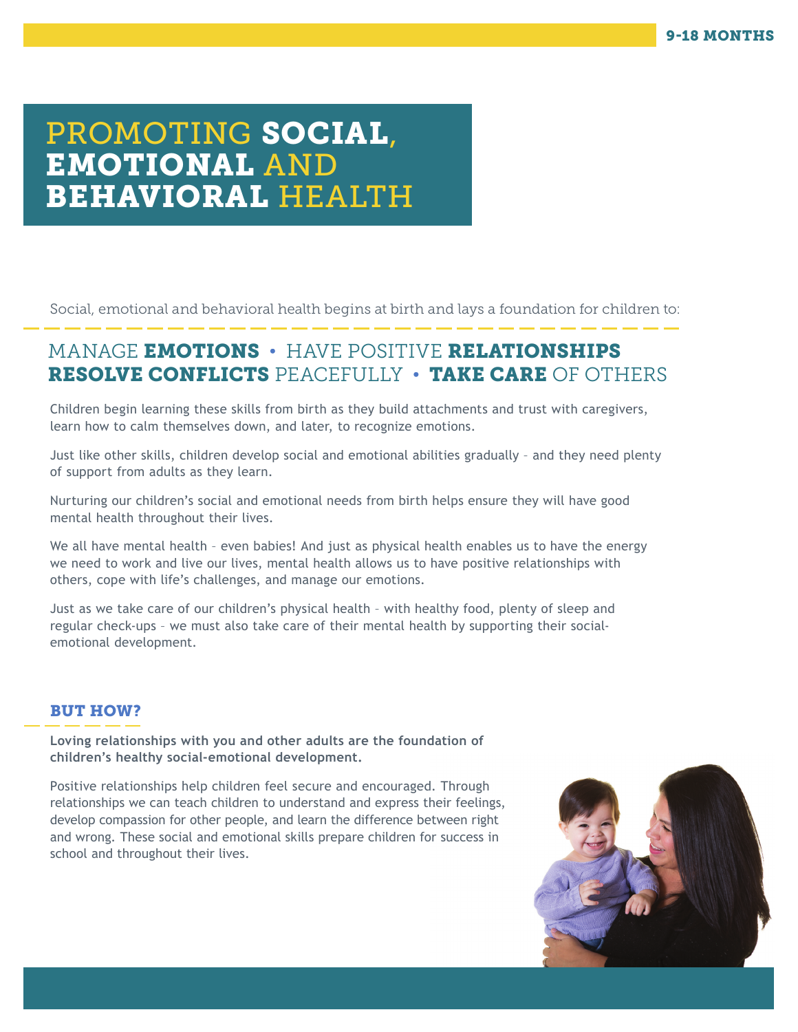9-18 MONTHS

# PROMOTING **SOCIAL**, **EMOTIONAL** AND **BEHAVIORAL** HEALTH

Social, emotional and behavioral health begins at birth and lays a foundation for children to:

## MANAGE **EMOTIONS** • HAVE POSITIVE **RELATIONSHIPS** **RESOLVE CONFLICTS** PEACEFULLY • **TAKE CARE** OF OTHERS

Children begin learning these skills from birth as they build attachments and trust with caregivers, learn how to calm themselves down, and later, to recognize emotions.

Just like other skills, children develop social and emotional abilities gradually – and they need plenty of support from adults as they learn.

Nurturing our children's social and emotional needs from birth helps ensure they will have good mental health throughout their lives.

We all have mental health – even babies! And just as physical health enables us to have the energy we need to work and live our lives, mental health allows us to have positive relationships with others, cope with life's challenges, and manage our emotions.

Just as we take care of our children's physical health – with healthy food, plenty of sleep and regular check-ups – we must also take care of their mental health by supporting their social-emotional development.

### BUT HOW?

**Loving relationships with you and other adults are the foundation of children's healthy social-emotional development.**

Positive relationships help children feel secure and encouraged. Through relationships we can teach children to understand and express their feelings, develop compassion for other people, and learn the difference between right and wrong. These social and emotional skills prepare children for success in school and throughout their lives.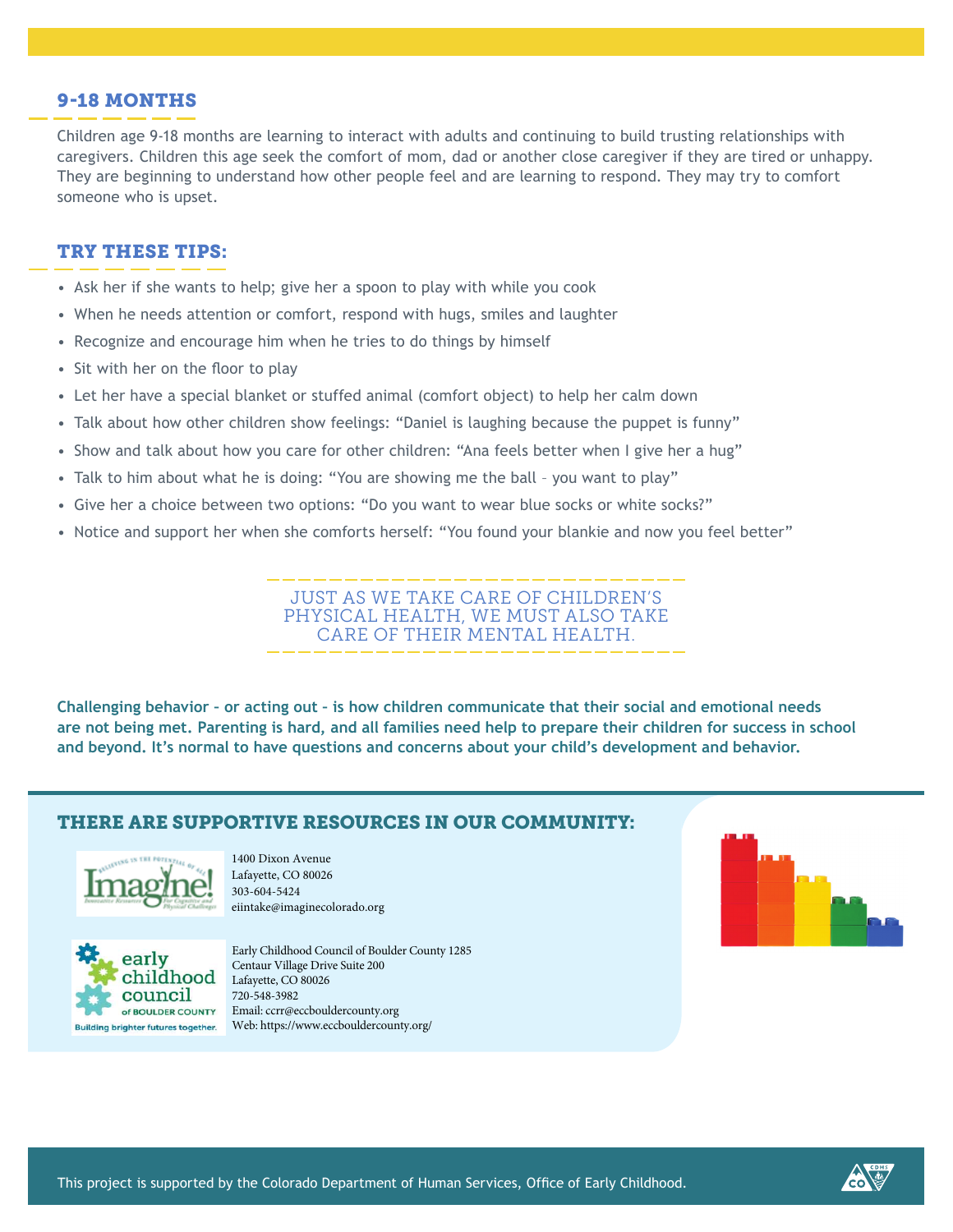## 9-18 MONTHS

Children age 9-18 months are learning to interact with adults and continuing to build trusting relationships with caregivers. Children this age seek the comfort of mom, dad or another close caregiver if they are tired or unhappy. They are beginning to understand how other people feel and are learning to respond. They may try to comfort someone who is upset.

## TRY THESE TIPS:

- Ask her if she wants to help; give her a spoon to play with while you cook
- When he needs attention or comfort, respond with hugs, smiles and laughter
- Recognize and encourage him when he tries to do things by himself
- Sit with her on the floor to play
- Let her have a special blanket or stuffed animal (comfort object) to help her calm down
- Talk about how other children show feelings: “Daniel is laughing because the puppet is funny”
- Show and talk about how you care for other children: “Ana feels better when I give her a hug”
- Talk to him about what he is doing: “You are showing me the ball – you want to play”
- Give her a choice between two options: “Do you want to wear blue socks or white socks?”
- Notice and support her when she comforts herself: “You found your blankie and now you feel better”

JUST AS WE TAKE CARE OF CHILDREN’S PHYSICAL HEALTH, WE MUST ALSO TAKE CARE OF THEIR MENTAL HEALTH.

**Challenging behavior – or acting out – is how children communicate that their social and emotional needs are not being met. Parenting is hard, and all families need help to prepare their children for success in school and beyond. It’s normal to have questions and concerns about your child’s development and behavior.**

## THERE ARE SUPPORTIVE RESOURCES IN OUR COMMUNITY:

Imagine!
1400 Dixon Avenue
Lafayette, CO 80026
303-604-5424
eiintake@imaginecolorado.org

Early Childhood Council of Boulder County 1285 Centaur Village Drive Suite 200
Lafayette, CO 80026
720-548-3982
Email: ccrr@eccbouldercounty.org
Web: https://www.eccbouldercounty.org/

This project is supported by the Colorado Department of Human Services, Office of Early Childhood.